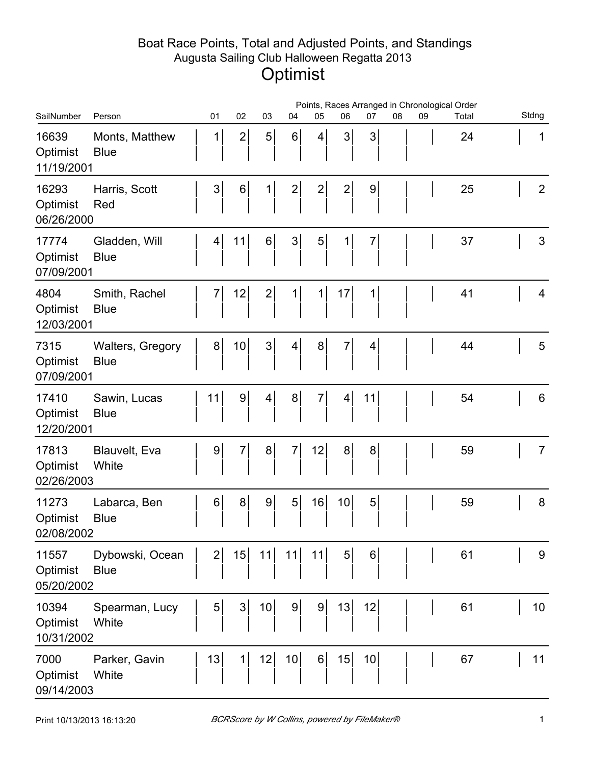# Boat Race Points, Total and Adjusted Points, and Standings

## Augusta Sailing Club Halloween Regatta 2013

# Optimist

| SailNumber | Person | 01 | 02 | 03 | 04 | 05 | 06 | 07 | 08 | 09 | Total | Stdng |
|---|---|---|---|---|---|---|---|---|---|---|---|---|
| 16639 Optimist 11/19/2001 | Monts, Matthew Blue | 1 | 2 | 5 | 6 | 4 | 3 | 3 | | | 24 | 1 |
| 16293 Optimist 06/26/2000 | Harris, Scott Red | 3 | 6 | 1 | 2 | 2 | 2 | 9 | | | 25 | 2 |
| 17774 Optimist 07/09/2001 | Gladden, Will Blue | 4 | 11 | 6 | 3 | 5 | 1 | 7 | | | 37 | 3 |
| 4804 Optimist 12/03/2001 | Smith, Rachel Blue | 7 | 12 | 2 | 1 | 1 | 17 | 1 | | | 41 | 4 |
| 7315 Optimist 07/09/2001 | Walters, Gregory Blue | 8 | 10 | 3 | 4 | 8 | 7 | 4 | | | 44 | 5 |
| 17410 Optimist 12/20/2001 | Sawin, Lucas Blue | 11 | 9 | 4 | 8 | 7 | 4 | 11 | | | 54 | 6 |
| 17813 Optimist 02/26/2003 | Blauvelt, Eva White | 9 | 7 | 8 | 7 | 12 | 8 | 8 | | | 59 | 7 |
| 11273 Optimist 02/08/2002 | Labarca, Ben Blue | 6 | 8 | 9 | 5 | 16 | 10 | 5 | | | 59 | 8 |
| 11557 Optimist 05/20/2002 | Dybowski, Ocean Blue | 2 | 15 | 11 | 11 | 11 | 5 | 6 | | | 61 | 9 |
| 10394 Optimist 10/31/2002 | Spearman, Lucy White | 5 | 3 | 10 | 9 | 9 | 13 | 12 | | | 61 | 10 |
| 7000 Optimist 09/14/2003 | Parker, Gavin White | 13 | 1 | 12 | 10 | 6 | 15 | 10 | | | 67 | 11 |

Print 10/13/2013 16:13:20 *BCRScore by W Collins, powered by FileMaker®*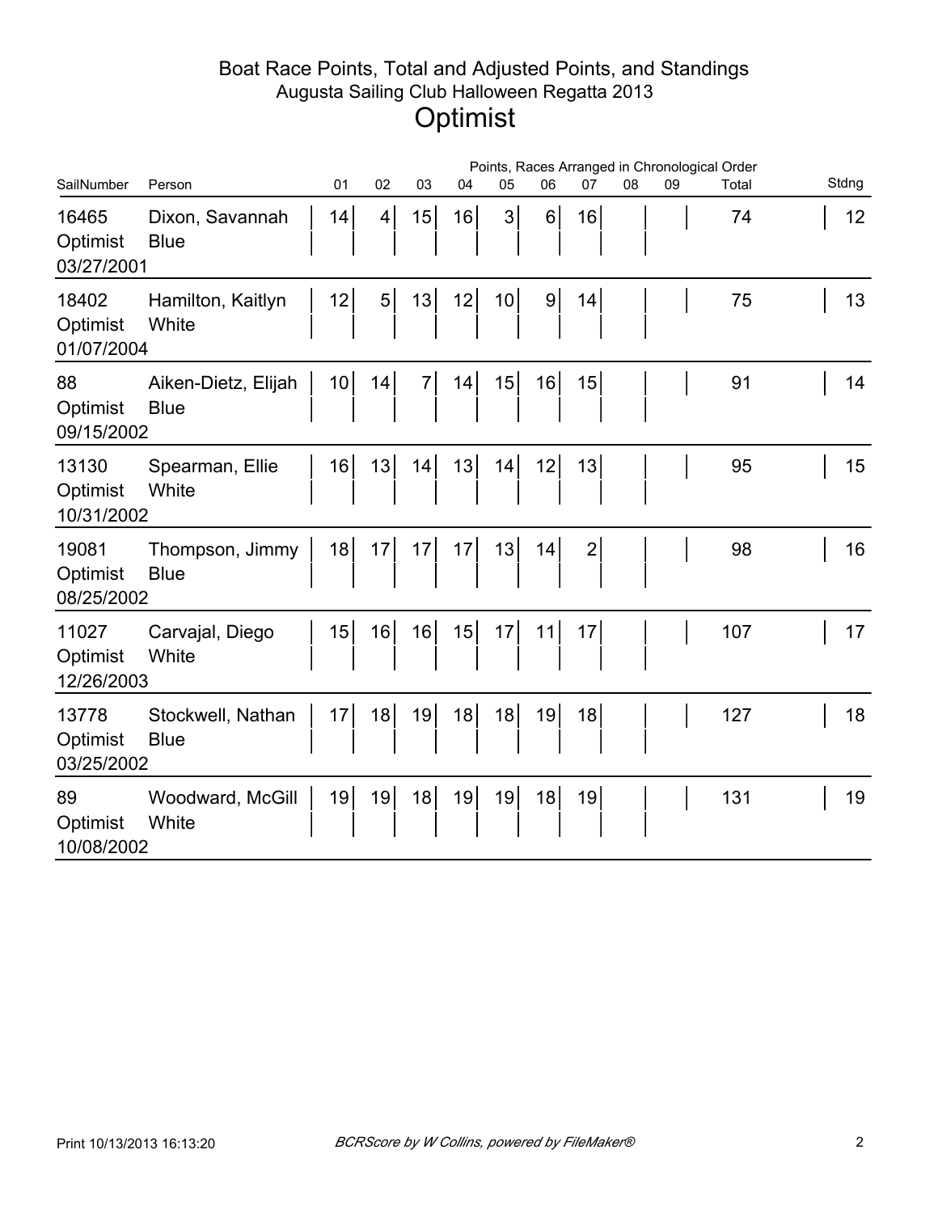# Boat Race Points, Total and Adjusted Points, and Standings

## Augusta Sailing Club Halloween Regatta 2013

# Optimist

| | | Points, Races Arranged in Chronological Order | | | | | | | | | | |
|---|---|---|---|---|---|---|---|---|---|---|---|---|
| SailNumber | Person | 01 | 02 | 03 | 04 | 05 | 06 | 07 | 08 | 09 | Total | Stdng |
| 16465 Optimist 03/27/2001 | Dixon, Savannah Blue | 14 | 4 | 15 | 16 | 3 | 6 | 16 | | | 74 | 12 |
| 18402 Optimist 01/07/2004 | Hamilton, Kaitlyn White | 12 | 5 | 13 | 12 | 10 | 9 | 14 | | | 75 | 13 |
| 88 Optimist 09/15/2002 | Aiken-Dietz, Elijah Blue | 10 | 14 | 7 | 14 | 15 | 16 | 15 | | | 91 | 14 |
| 13130 Optimist 10/31/2002 | Spearman, Ellie White | 16 | 13 | 14 | 13 | 14 | 12 | 13 | | | 95 | 15 |
| 19081 Optimist 08/25/2002 | Thompson, Jimmy Blue | 18 | 17 | 17 | 17 | 13 | 14 | 2 | | | 98 | 16 |
| 11027 Optimist 12/26/2003 | Carvajal, Diego White | 15 | 16 | 16 | 15 | 17 | 11 | 17 | | | 107 | 17 |
| 13778 Optimist 03/25/2002 | Stockwell, Nathan Blue | 17 | 18 | 19 | 18 | 18 | 19 | 18 | | | 127 | 18 |
| 89 Optimist 10/08/2002 | Woodward, McGill White | 19 | 19 | 18 | 19 | 19 | 18 | 19 | | | 131 | 19 |

Print 10/13/2013 16:13:20 *BCRScore by W Collins, powered by FileMaker®*